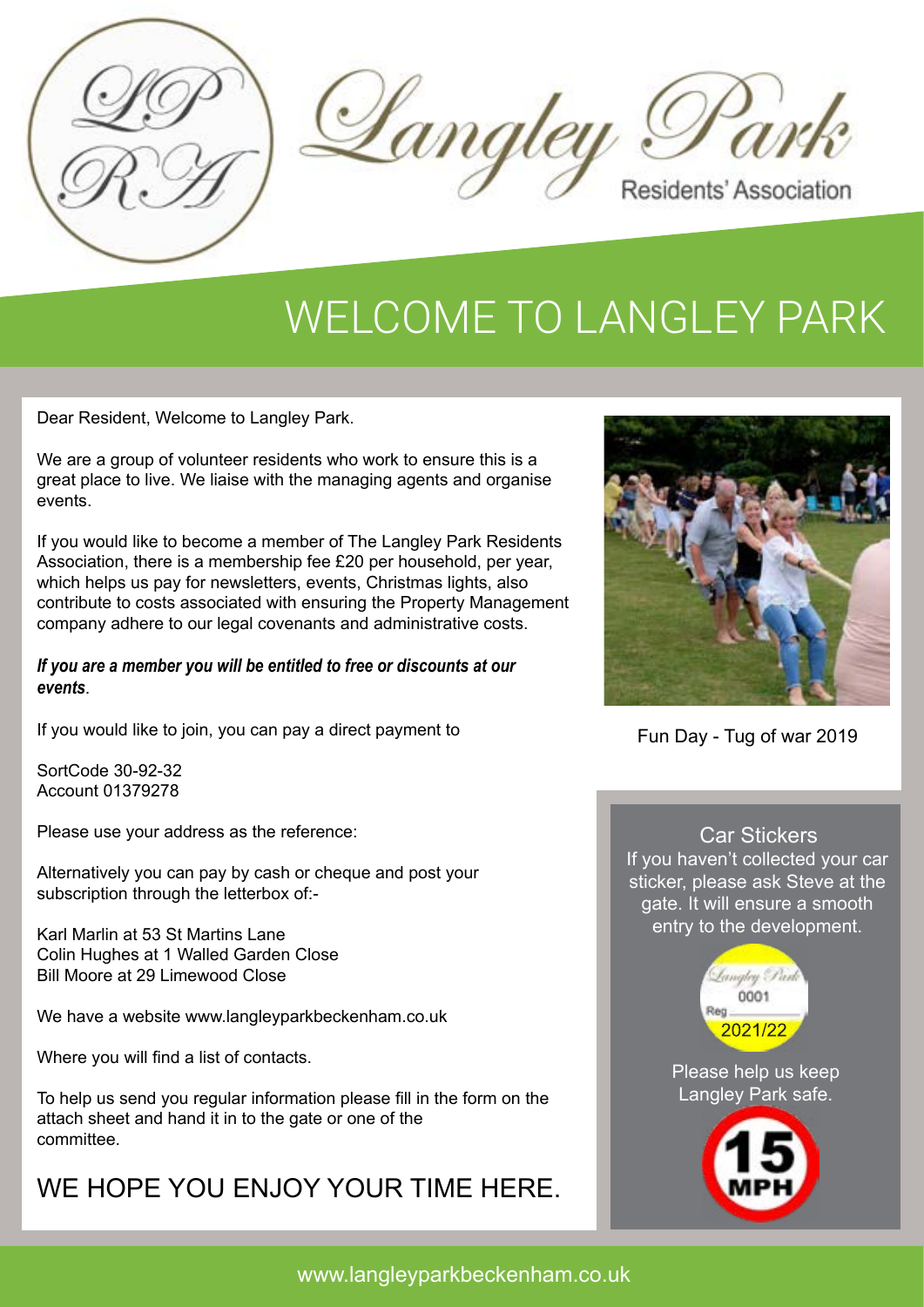# Langley Park Residents' Association

# WELCOME TO LANGLEY PARK

Dear Resident, Welcome to Langley Park.

We are a group of volunteer residents who work to ensure this is a great place to live. We liaise with the managing agents and organise events.

If you would like to become a member of The Langley Park Residents Association, there is a membership fee £20 per household, per year, which helps us pay for newsletters, events, Christmas lights, also contribute to costs associated with ensuring the Property Management company adhere to our legal covenants and administrative costs.

***If you are a member you will be entitled to free or discounts at our events***.

If you would like to join, you can pay a direct payment to

SortCode 30-92-32
Account 01379278

Please use your address as the reference:

Alternatively you can pay by cash or cheque and post your subscription through the letterbox of:-

Karl Marlin at 53 St Martins Lane
Colin Hughes at 1 Walled Garden Close
Bill Moore at 29 Limewood Close

We have a website www.langleyparkbeckenham.co.uk

Where you will find a list of contacts.

To help us send you regular information please fill in the form on the attach sheet and hand it in to the gate or one of the committee.

## WE HOPE YOU ENJOY YOUR TIME HERE.

Fun Day - Tug of war 2019

### Car Stickers

If you haven't collected your car sticker, please ask Steve at the gate. It will ensure a smooth entry to the development.

Langley Park
0001
Reg
2021/22

Please help us keep Langley Park safe.

15 MPH

www.langleyparkbeckenham.co.uk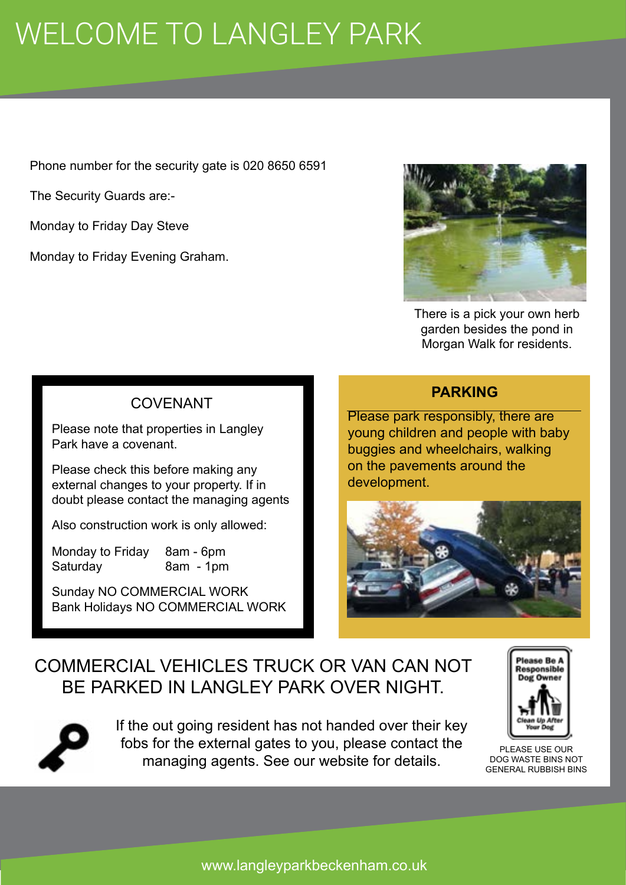# WELCOME TO LANGLEY PARK

Phone number for the security gate is 020 8650 6591

The Security Guards are:-

Monday to Friday Day Steve

Monday to Friday Evening Graham.

There is a pick your own herb garden besides the pond in Morgan Walk for residents.

## COVENANT

Please note that properties in Langley Park have a covenant.

Please check this before making any external changes to your property. If in doubt please contact the managing agents

Also construction work is only allowed:

| | |
|---|---|
| Monday to Friday | 8am - 6pm |
| Saturday | 8am - 1pm |

Sunday NO COMMERCIAL WORK
Bank Holidays NO COMMERCIAL WORK

## PARKING

Please park responsibly, there are young children and people with baby buggies and wheelchairs, walking on the pavements around the development.

COMMERCIAL VEHICLES TRUCK OR VAN CAN NOT BE PARKED IN LANGLEY PARK OVER NIGHT.

If the out going resident has not handed over their key fobs for the external gates to you, please contact the managing agents. See our website for details.

Please Be A Responsible Dog Owner

Clean Up After Your Dog

PLEASE USE OUR DOG WASTE BINS NOT GENERAL RUBBISH BINS

www.langleyparkbeckenham.co.uk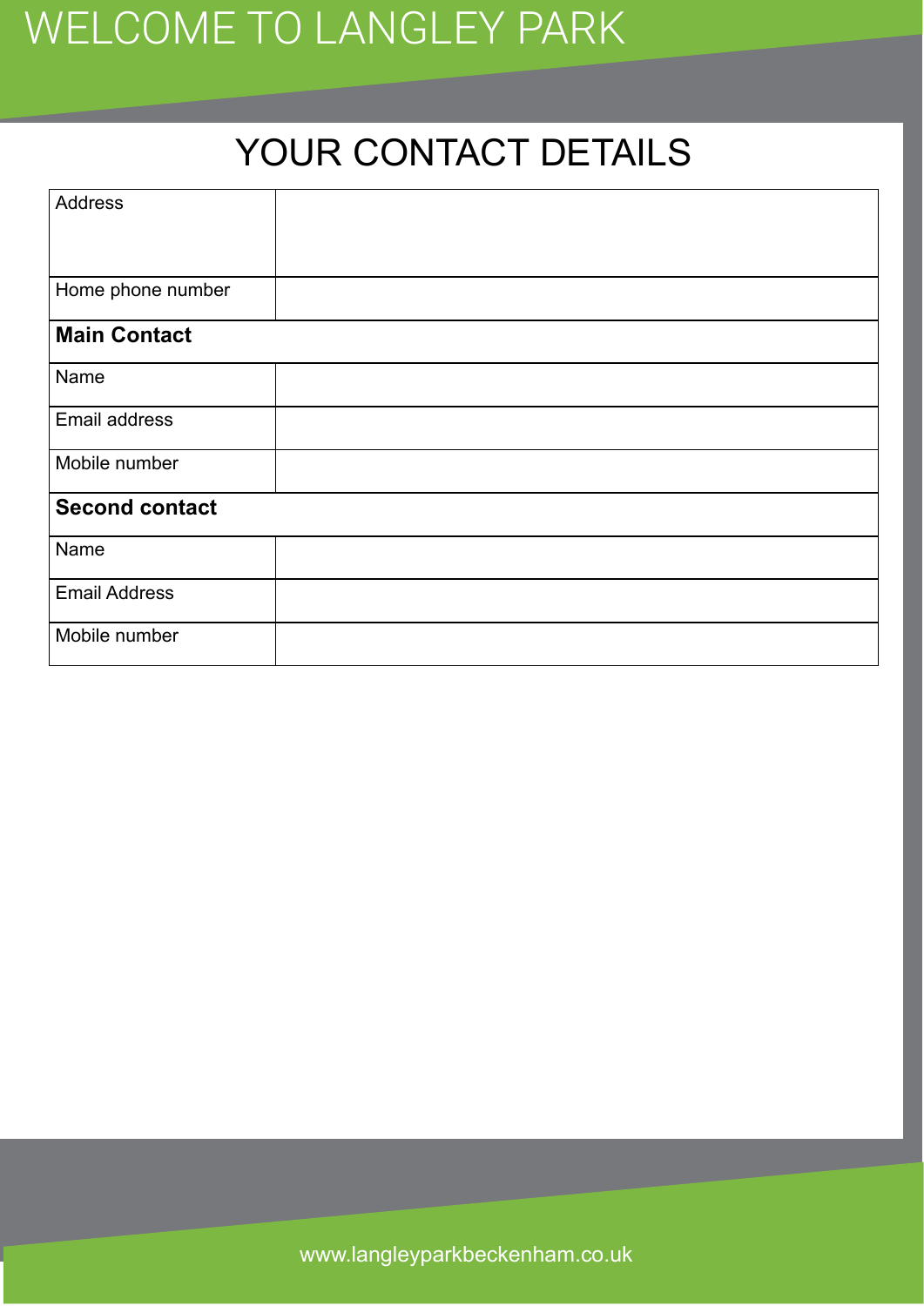# WELCOME TO LANGLEY PARK

## YOUR CONTACT DETAILS

| | |
|---|---|
| Address | |
| Home phone number | |
| **Main Contact** | |
| Name | |
| Email address | |
| Mobile number | |
| **Second contact** | |
| Name | |
| Email Address | |
| Mobile number | |

www.langleyparkbeckenham.co.uk